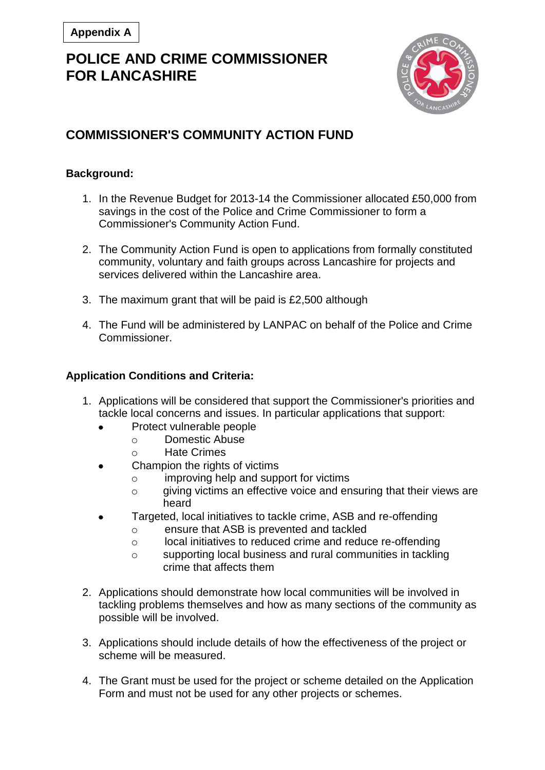**Appendix A**

# POLICE AND CRIME COMMISSIONER FOR LANCASHIRE

## COMMISSIONER'S COMMUNITY ACTION FUND

**Background:**

1. In the Revenue Budget for 2013-14 the Commissioner allocated £50,000 from savings in the cost of the Police and Crime Commissioner to form a Commissioner's Community Action Fund.

2. The Community Action Fund is open to applications from formally constituted community, voluntary and faith groups across Lancashire for projects and services delivered within the Lancashire area.

3. The maximum grant that will be paid is £2,500 although

4. The Fund will be administered by LANPAC on behalf of the Police and Crime Commissioner.

**Application Conditions and Criteria:**

1. Applications will be considered that support the Commissioner's priorities and tackle local concerns and issues. In particular applications that support:
   - Protect vulnerable people
     - Domestic Abuse
     - Hate Crimes
   - Champion the rights of victims
     - improving help and support for victims
     - giving victims an effective voice and ensuring that their views are heard
   - Targeted, local initiatives to tackle crime, ASB and re-offending
     - ensure that ASB is prevented and tackled
     - local initiatives to reduced crime and reduce re-offending
     - supporting local business and rural communities in tackling crime that affects them

2. Applications should demonstrate how local communities will be involved in tackling problems themselves and how as many sections of the community as possible will be involved.

3. Applications should include details of how the effectiveness of the project or scheme will be measured.

4. The Grant must be used for the project or scheme detailed on the Application Form and must not be used for any other projects or schemes.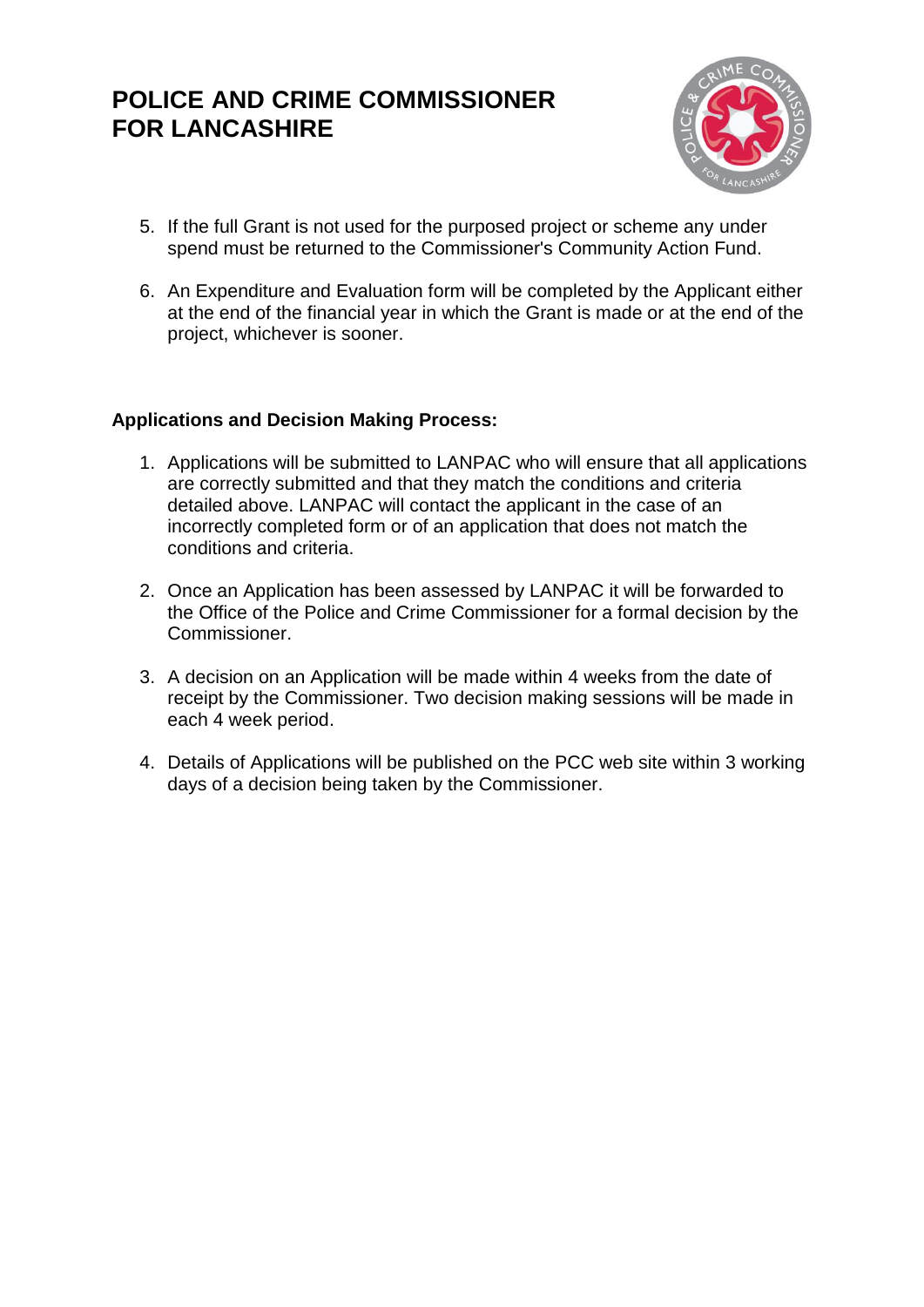5. If the full Grant is not used for the purposed project or scheme any under spend must be returned to the Commissioner's Community Action Fund.

6. An Expenditure and Evaluation form will be completed by the Applicant either at the end of the financial year in which the Grant is made or at the end of the project, whichever is sooner.

**Applications and Decision Making Process:**

1. Applications will be submitted to LANPAC who will ensure that all applications are correctly submitted and that they match the conditions and criteria detailed above. LANPAC will contact the applicant in the case of an incorrectly completed form or of an application that does not match the conditions and criteria.

2. Once an Application has been assessed by LANPAC it will be forwarded to the Office of the Police and Crime Commissioner for a formal decision by the Commissioner.

3. A decision on an Application will be made within 4 weeks from the date of receipt by the Commissioner. Two decision making sessions will be made in each 4 week period.

4. Details of Applications will be published on the PCC web site within 3 working days of a decision being taken by the Commissioner.